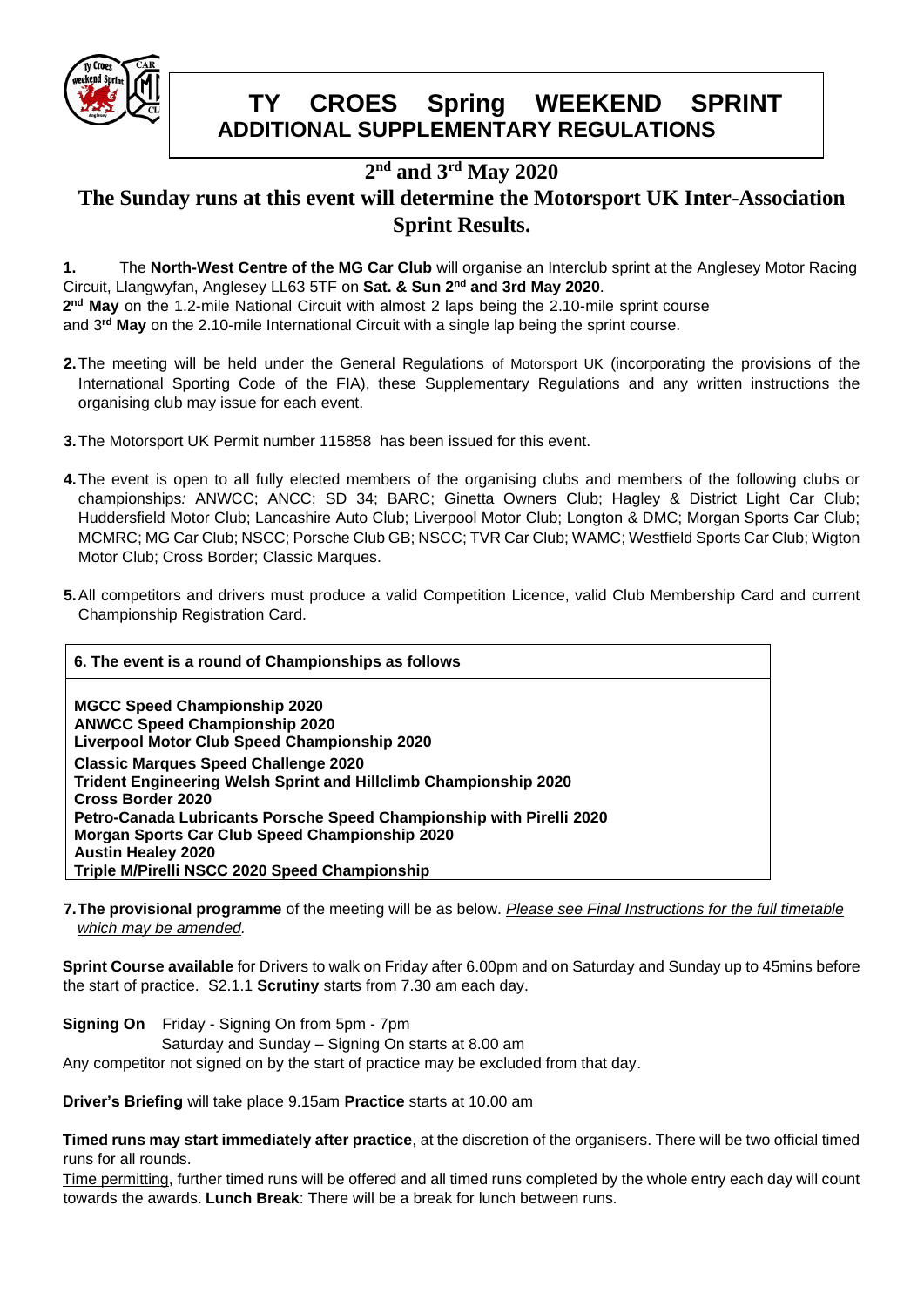# TY CROES Spring WEEKEND SPRINT
## ADDITIONAL SUPPLEMENTARY REGULATIONS

## 2nd and 3rd May 2020

## The Sunday runs at this event will determine the Motorsport UK Inter-Association Sprint Results.

**1.** The **North-West Centre of the MG Car Club** will organise an Interclub sprint at the Anglesey Motor Racing Circuit, Llangwyfan, Anglesey LL63 5TF on **Sat. & Sun 2nd and 3rd May 2020**.
**2nd May** on the 1.2-mile National Circuit with almost 2 laps being the 2.10-mile sprint course and 3rd **May** on the 2.10-mile International Circuit with a single lap being the sprint course.

**2.** The meeting will be held under the General Regulations of Motorsport UK (incorporating the provisions of the International Sporting Code of the FIA), these Supplementary Regulations and any written instructions the organising club may issue for each event.

**3.** The Motorsport UK Permit number 115858 has been issued for this event.

**4.** The event is open to all fully elected members of the organising clubs and members of the following clubs or championships: ANWCC; ANCC; SD 34; BARC; Ginetta Owners Club; Hagley & District Light Car Club; Huddersfield Motor Club; Lancashire Auto Club; Liverpool Motor Club; Longton & DMC; Morgan Sports Car Club; MCMRC; MG Car Club; NSCC; Porsche Club GB; NSCC; TVR Car Club; WAMC; Westfield Sports Car Club; Wigton Motor Club; Cross Border; Classic Marques.

**5.** All competitors and drivers must produce a valid Competition Licence, valid Club Membership Card and current Championship Registration Card.

| **6. The event is a round of Championships as follows** |
|---|
| **MGCC Speed Championship 2020**<br>**ANWCC Speed Championship 2020**<br>**Liverpool Motor Club Speed Championship 2020**<br>**Classic Marques Speed Challenge 2020**<br>**Trident Engineering Welsh Sprint and Hillclimb Championship 2020**<br>**Cross Border 2020**<br>**Petro-Canada Lubricants Porsche Speed Championship with Pirelli 2020**<br>**Morgan Sports Car Club Speed Championship 2020**<br>**Austin Healey 2020**<br>**Triple M/Pirelli NSCC 2020 Speed Championship** |

**7. The provisional programme** of the meeting will be as below. *Please see Final Instructions for the full timetable which may be amended.*

**Sprint Course available** for Drivers to walk on Friday after 6.00pm and on Saturday and Sunday up to 45mins before the start of practice. S2.1.1 **Scrutiny** starts from 7.30 am each day.

**Signing On** Friday - Signing On from 5pm - 7pm
Saturday and Sunday – Signing On starts at 8.00 am
Any competitor not signed on by the start of practice may be excluded from that day.

**Driver's Briefing** will take place 9.15am **Practice** starts at 10.00 am

**Timed runs may start immediately after practice**, at the discretion of the organisers. There will be two official timed runs for all rounds.

Time permitting, further timed runs will be offered and all timed runs completed by the whole entry each day will count towards the awards. **Lunch Break**: There will be a break for lunch between runs.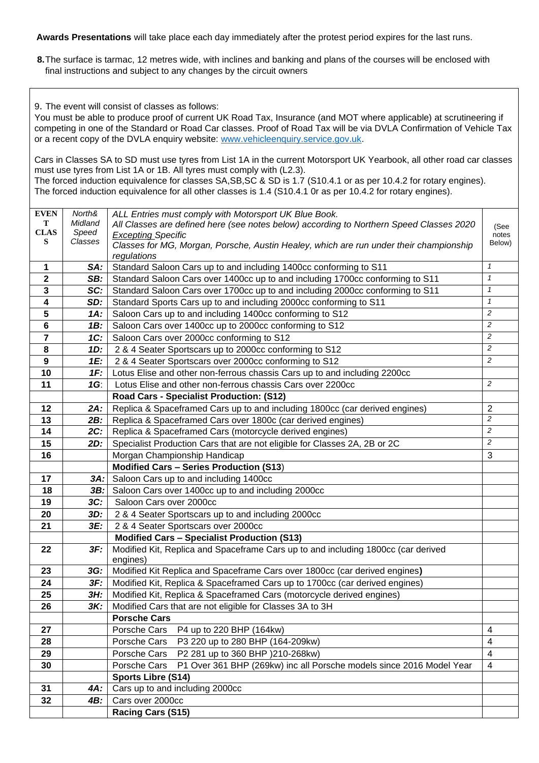**Awards Presentations** will take place each day immediately after the protest period expires for the last runs.

**8.** The surface is tarmac, 12 metres wide, with inclines and banking and plans of the courses will be enclosed with final instructions and subject to any changes by the circuit owners

9. The event will consist of classes as follows:
You must be able to produce proof of current UK Road Tax, Insurance (and MOT where applicable) at scrutineering if competing in one of the Standard or Road Car classes. Proof of Road Tax will be via DVLA Confirmation of Vehicle Tax or a recent copy of the DVLA enquiry website: www.vehicleenquiry.service.gov.uk.

Cars in Classes SA to SD must use tyres from List 1A in the current Motorsport UK Yearbook, all other road car classes must use tyres from List 1A or 1B. All tyres must comply with (L2.3).
The forced induction equivalence for classes SA,SB,SC & SD is 1.7 (S10.4.1 or as per 10.4.2 for rotary engines).
The forced induction equivalence for all other classes is 1.4 (S10.4.1 0r as per 10.4.2 for rotary engines).

| EVENT CLASS | *North& Midland Speed Classes* | *ALL Entries must comply with Motorsport UK Blue Book. All Classes are defined here (see notes below) according to Northern Speed Classes 2020 Excepting Specific Classes for MG, Morgan, Porsche, Austin Healey, which are run under their championship regulations* | (See notes Below) |
|---|---|---|---|
| 1 | *SA:* | Standard Saloon Cars up to and including 1400cc conforming to S11 | *1* |
| 2 | *SB:* | Standard Saloon Cars over 1400cc up to and including 1700cc conforming to S11 | *1* |
| 3 | *SC:* | Standard Saloon Cars over 1700cc up to and including 2000cc conforming to S11 | *1* |
| 4 | *SD:* | Standard Sports Cars up to and including 2000cc conforming to S11 | *1* |
| 5 | *1A:* | Saloon Cars up to and including 1400cc conforming to S12 | *2* |
| 6 | *1B:* | Saloon Cars over 1400cc up to 2000cc conforming to S12 | *2* |
| 7 | *1C:* | Saloon Cars over 2000cc conforming to S12 | *2* |
| 8 | *1D:* | 2 & 4 Seater Sportscars up to 2000cc conforming to S12 | *2* |
| 9 | *1E:* | 2 & 4 Seater Sportscars over 2000cc conforming to S12 | *2* |
| 10 | *1F:* | Lotus Elise and other non-ferrous chassis Cars up to and including 2200cc | |
| 11 | *1G*: | Lotus Elise and other non-ferrous chassis Cars over 2200cc | *2* |
| | | **Road Cars - Specialist Production: (S12)** | |
| 12 | *2A:* | Replica & Spaceframed Cars up to and including 1800cc (car derived engines) | 2 |
| 13 | *2B:* | Replica & Spaceframed Cars over 1800c (car derived engines) | *2* |
| 14 | *2C:* | Replica & Spaceframed Cars (motorcycle derived engines) | *2* |
| 15 | *2D:* | Specialist Production Cars that are not eligible for Classes 2A, 2B or 2C | *2* |
| 16 | | Morgan Championship Handicap | 3 |
| | | **Modified Cars – Series Production (S13)** | |
| 17 | *3A:* | Saloon Cars up to and including 1400cc | |
| 18 | *3B:* | Saloon Cars over 1400cc up to and including 2000cc | |
| 19 | *3C:* | Saloon Cars over 2000cc | |
| 20 | *3D:* | 2 & 4 Seater Sportscars up to and including 2000cc | |
| 21 | *3E:* | 2 & 4 Seater Sportscars over 2000cc | |
| | | **Modified Cars – Specialist Production (S13)** | |
| 22 | *3F:* | Modified Kit, Replica and Spaceframe Cars up to and including 1800cc (car derived engines) | |
| 23 | *3G:* | Modified Kit Replica and Spaceframe Cars over 1800cc (car derived engines**)** | |
| 24 | *3F:* | Modified Kit, Replica & Spaceframed Cars up to 1700cc (car derived engines) | |
| 25 | *3H:* | Modified Kit, Replica & Spaceframed Cars (motorcycle derived engines) | |
| 26 | *3K:* | Modified Cars that are not eligible for Classes 3A to 3H | |
| | | **Porsche Cars** | |
| 27 | | Porsche Cars P4 up to 220 BHP (164kw) | 4 |
| 28 | | Porsche Cars P3 220 up to 280 BHP (164-209kw) | 4 |
| 29 | | Porsche Cars P2 281 up to 360 BHP )210-268kw) | 4 |
| 30 | | Porsche Cars P1 Over 361 BHP (269kw) inc all Porsche models since 2016 Model Year | 4 |
| | | **Sports Libre (S14)** | |
| 31 | *4A:* | Cars up to and including 2000cc | |
| 32 | *4B:* | Cars over 2000cc | |
| | | **Racing Cars (S15)** | |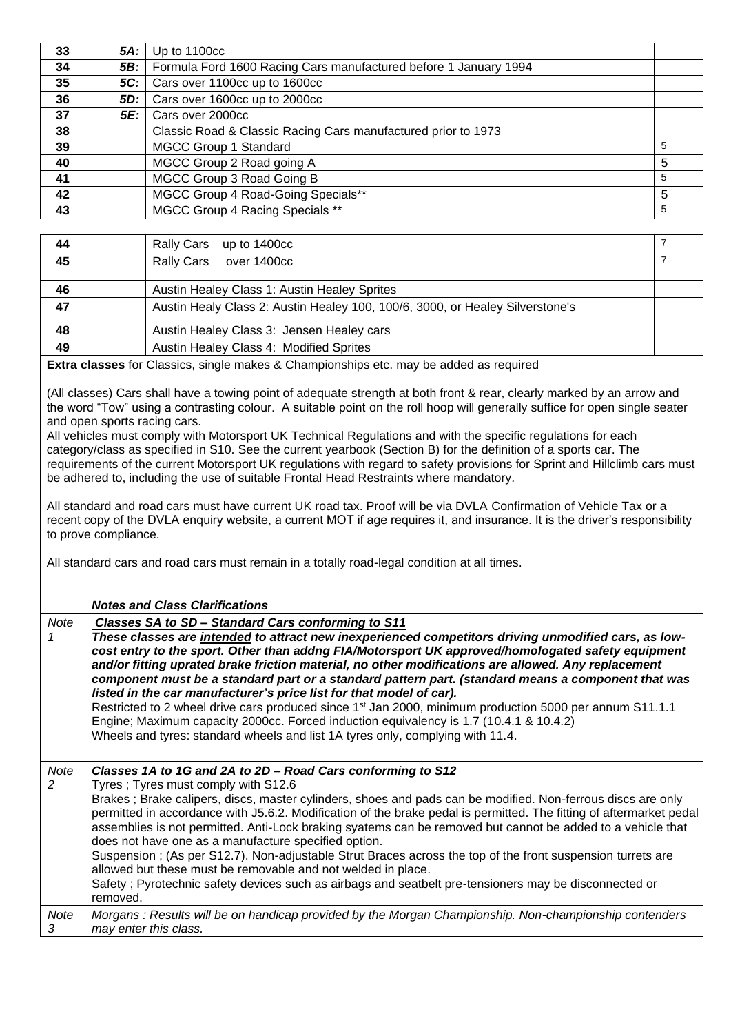| | | | |
|---|---|---|---|
| 33 | 5A: | Up to 1100cc | |
| 34 | 5B: | Formula Ford 1600 Racing Cars manufactured before 1 January 1994 | |
| 35 | 5C: | Cars over 1100cc up to 1600cc | |
| 36 | 5D: | Cars over 1600cc up to 2000cc | |
| 37 | 5E: | Cars over 2000cc | |
| 38 | | Classic Road & Classic Racing Cars manufactured prior to 1973 | |
| 39 | | MGCC Group 1 Standard | 5 |
| 40 | | MGCC Group 2 Road going A | 5 |
| 41 | | MGCC Group 3 Road Going B | 5 |
| 42 | | MGCC Group 4 Road-Going Specials** | 5 |
| 43 | | MGCC Group 4 Racing Specials ** | 5 |

| | | | |
|---|---|---|---|
| 44 | | Rally Cars up to 1400cc | 7 |
| 45 | | Rally Cars over 1400cc | 7 |
| 46 | | Austin Healey Class 1: Austin Healey Sprites | |
| 47 | | Austin Healy Class 2: Austin Healey 100, 100/6, 3000, or Healey Silverstone's | |
| 48 | | Austin Healey Class 3: Jensen Healey cars | |
| 49 | | Austin Healey Class 4: Modified Sprites | |

**Extra classes** for Classics, single makes & Championships etc. may be added as required

(All classes) Cars shall have a towing point of adequate strength at both front & rear, clearly marked by an arrow and the word "Tow" using a contrasting colour. A suitable point on the roll hoop will generally suffice for open single seater and open sports racing cars.
All vehicles must comply with Motorsport UK Technical Regulations and with the specific regulations for each category/class as specified in S10. See the current yearbook (Section B) for the definition of a sports car. The requirements of the current Motorsport UK regulations with regard to safety provisions for Sprint and Hillclimb cars must be adhered to, including the use of suitable Frontal Head Restraints where mandatory.

All standard and road cars must have current UK road tax. Proof will be via DVLA Confirmation of Vehicle Tax or a recent copy of the DVLA enquiry website, a current MOT if age requires it, and insurance. It is the driver's responsibility to prove compliance.

All standard cars and road cars must remain in a totally road-legal condition at all times.

| | |
|---|---|
| | ***Notes and Class Clarifications*** |
| *Note 1* | ***Classes SA to SD – Standard Cars conforming to S11*** <br> ***These classes are intended to attract new inexperienced competitors driving unmodified cars, as low-cost entry to the sport. Other than addng FIA/Motorsport UK approved/homologated safety equipment and/or fitting uprated brake friction material, no other modifications are allowed. Any replacement component must be a standard part or a standard pattern part. (standard means a component that was listed in the car manufacturer's price list for that model of car).*** <br> Restricted to 2 wheel drive cars produced since 1st Jan 2000, minimum production 5000 per annum S11.1.1 Engine; Maximum capacity 2000cc. Forced induction equivalency is 1.7 (10.4.1 & 10.4.2) <br> Wheels and tyres: standard wheels and list 1A tyres only, complying with 11.4. |
| *Note 2* | ***Classes 1A to 1G and 2A to 2D – Road Cars conforming to S12*** <br> Tyres ; Tyres must comply with S12.6 <br> Brakes ; Brake calipers, discs, master cylinders, shoes and pads can be modified. Non-ferrous discs are only permitted in accordance with J5.6.2. Modification of the brake pedal is permitted. The fitting of aftermarket pedal assemblies is not permitted. Anti-Lock braking syatems can be removed but cannot be added to a vehicle that does not have one as a manufacture specified option. <br> Suspension ; (As per S12.7). Non-adjustable Strut Braces across the top of the front suspension turrets are allowed but these must be removable and not welded in place. <br> Safety ; Pyrotechnic safety devices such as airbags and seatbelt pre-tensioners may be disconnected or removed. |
| *Note 3* | *Morgans : Results will be on handicap provided by the Morgan Championship. Non-championship contenders may enter this class.* |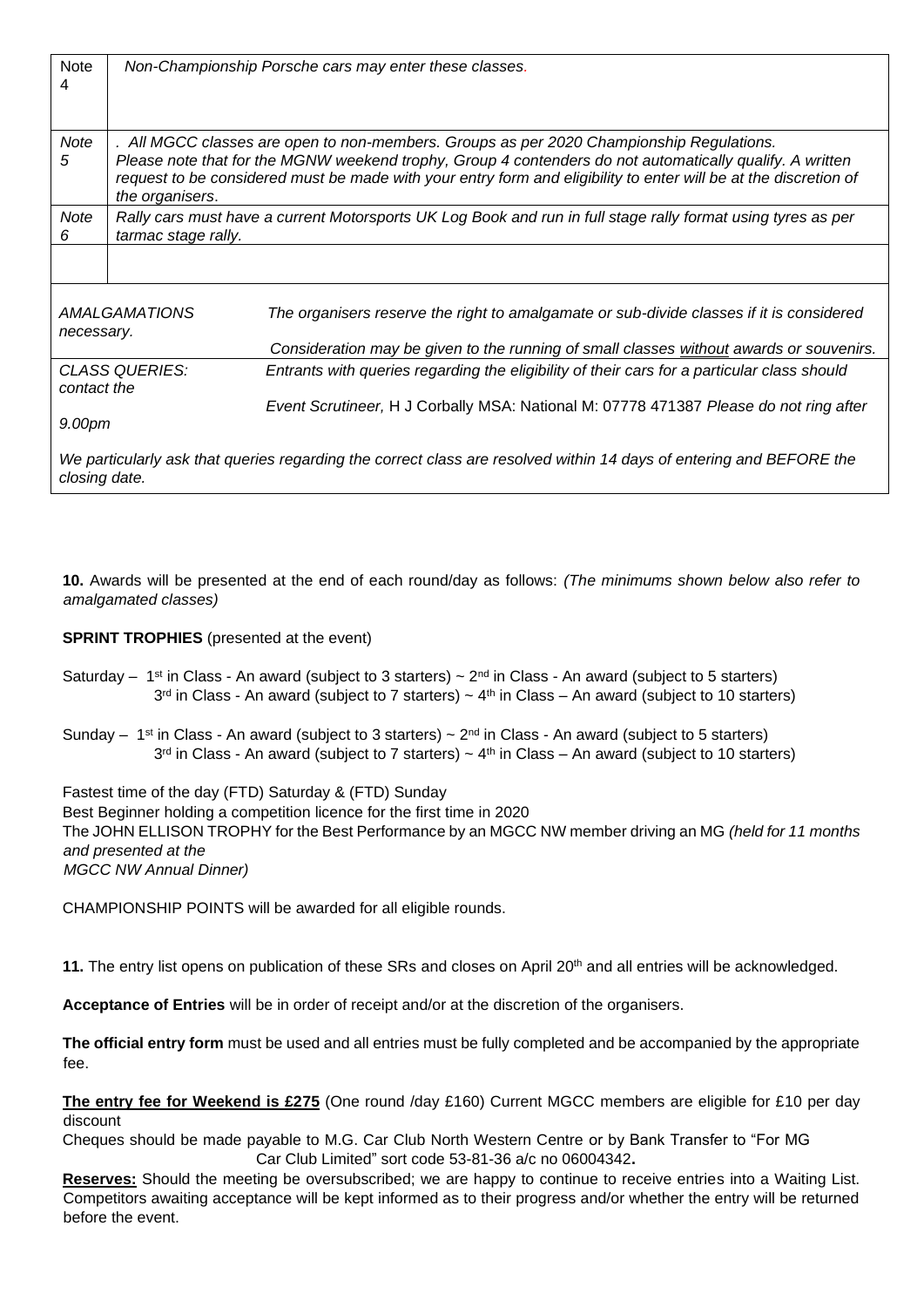| | |
|---|---|
| Note 4 | *Non-Championship Porsche cars may enter these classes.* |
| *Note 5* | *. All MGCC classes are open to non-members. Groups as per 2020 Championship Regulations. Please note that for the MGNW weekend trophy, Group 4 contenders do not automatically qualify. A written request to be considered must be made with your entry form and eligibility to enter will be at the discretion of the organisers.* |
| *Note 6* | *Rally cars must have a current Motorsports UK Log Book and run in full stage rally format using tyres as per tarmac stage rally.* |
| | |

*AMALGAMATIONS* *The organisers reserve the right to amalgamate or sub-divide classes if it is considered necessary.*

*Consideration may be given to the running of small classes without awards or souvenirs.*

*CLASS QUERIES:* *Entrants with queries regarding the eligibility of their cars for a particular class should contact the Event Scrutineer,* H J Corbally MSA: National M: 07778 471387 *Please do not ring after 9.00pm*

*We particularly ask that queries regarding the correct class are resolved within 14 days of entering and BEFORE the closing date.*

**10.** Awards will be presented at the end of each round/day as follows: *(The minimums shown below also refer to amalgamated classes)*

**SPRINT TROPHIES** (presented at the event)

Saturday – 1st in Class - An award (subject to 3 starters) ~ 2nd in Class - An award (subject to 5 starters)
3rd in Class - An award (subject to 7 starters) ~ 4th in Class – An award (subject to 10 starters)

Sunday – 1st in Class - An award (subject to 3 starters) ~ 2nd in Class - An award (subject to 5 starters)
3rd in Class - An award (subject to 7 starters) ~ 4th in Class – An award (subject to 10 starters)

Fastest time of the day (FTD) Saturday & (FTD) Sunday
Best Beginner holding a competition licence for the first time in 2020
The JOHN ELLISON TROPHY for the Best Performance by an MGCC NW member driving an MG *(held for 11 months and presented at the MGCC NW Annual Dinner)*

CHAMPIONSHIP POINTS will be awarded for all eligible rounds.

**11.** The entry list opens on publication of these SRs and closes on April 20th and all entries will be acknowledged.

**Acceptance of Entries** will be in order of receipt and/or at the discretion of the organisers.

**The official entry form** must be used and all entries must be fully completed and be accompanied by the appropriate fee.

**The entry fee for Weekend is £275** (One round /day £160) Current MGCC members are eligible for £10 per day discount
Cheques should be made payable to M.G. Car Club North Western Centre or by Bank Transfer to "For MG Car Club Limited" sort code 53-81-36 a/c no 06004342**.**

**Reserves:** Should the meeting be oversubscribed; we are happy to continue to receive entries into a Waiting List. Competitors awaiting acceptance will be kept informed as to their progress and/or whether the entry will be returned before the event.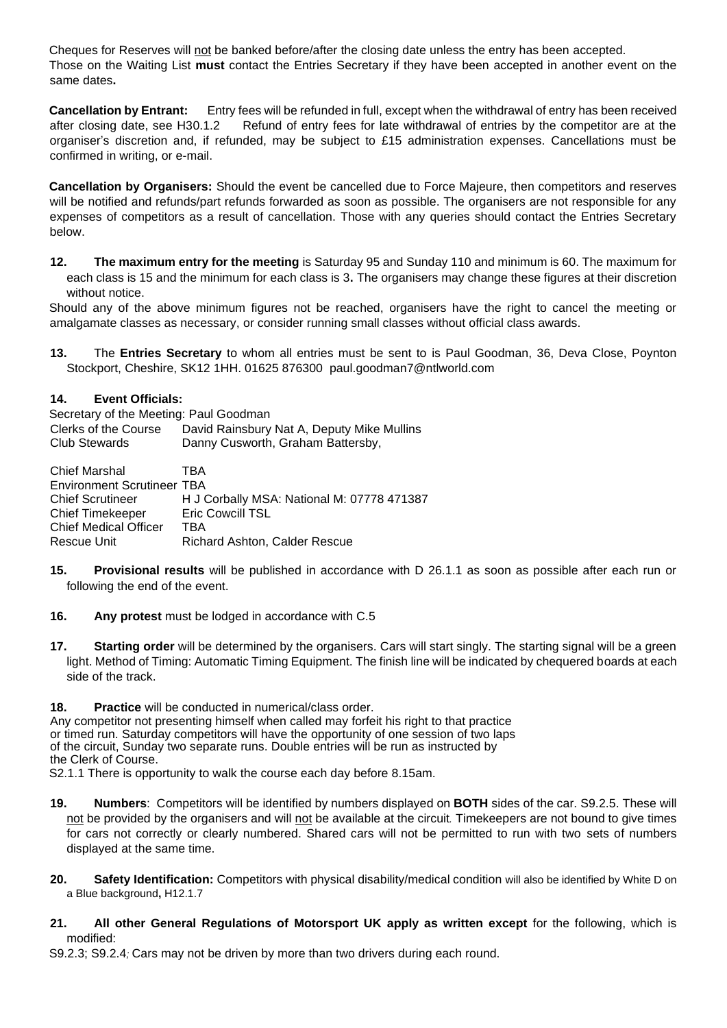Cheques for Reserves will not be banked before/after the closing date unless the entry has been accepted. Those on the Waiting List **must** contact the Entries Secretary if they have been accepted in another event on the same dates**.**

**Cancellation by Entrant:** Entry fees will be refunded in full, except when the withdrawal of entry has been received after closing date, see H30.1.2 Refund of entry fees for late withdrawal of entries by the competitor are at the organiser's discretion and, if refunded, may be subject to £15 administration expenses. Cancellations must be confirmed in writing, or e-mail.

**Cancellation by Organisers:** Should the event be cancelled due to Force Majeure, then competitors and reserves will be notified and refunds/part refunds forwarded as soon as possible. The organisers are not responsible for any expenses of competitors as a result of cancellation. Those with any queries should contact the Entries Secretary below.

**12. The maximum entry for the meeting** is Saturday 95 and Sunday 110 and minimum is 60. The maximum for each class is 15 and the minimum for each class is 3**.** The organisers may change these figures at their discretion without notice.

Should any of the above minimum figures not be reached, organisers have the right to cancel the meeting or amalgamate classes as necessary, or consider running small classes without official class awards.

**13.** The **Entries Secretary** to whom all entries must be sent to is Paul Goodman, 36, Deva Close, Poynton Stockport, Cheshire, SK12 1HH. 01625 876300 paul.goodman7@ntlworld.com

**14. Event Officials:**

| | |
|---|---|
| Secretary of the Meeting: Paul Goodman | |
| Clerks of the Course | David Rainsbury Nat A, Deputy Mike Mullins |
| Club Stewards | Danny Cusworth, Graham Battersby, |
| Chief Marshal | TBA |
| Environment Scrutineer | TBA |
| Chief Scrutineer | H J Corbally MSA: National M: 07778 471387 |
| Chief Timekeeper | Eric Cowcill TSL |
| Chief Medical Officer | TBA |
| Rescue Unit | Richard Ashton, Calder Rescue |

**15. Provisional results** will be published in accordance with D 26.1.1 as soon as possible after each run or following the end of the event.

**16. Any protest** must be lodged in accordance with C.5

**17. Starting order** will be determined by the organisers. Cars will start singly. The starting signal will be a green light. Method of Timing: Automatic Timing Equipment. The finish line will be indicated by chequered boards at each side of the track.

**18. Practice** will be conducted in numerical/class order.
Any competitor not presenting himself when called may forfeit his right to that practice or timed run. Saturday competitors will have the opportunity of one session of two laps of the circuit, Sunday two separate runs. Double entries will be run as instructed by the Clerk of Course.
S2.1.1 There is opportunity to walk the course each day before 8.15am.

**19. Numbers**: Competitors will be identified by numbers displayed on **BOTH** sides of the car. S9.2.5. These will not be provided by the organisers and will not be available at the circuit. Timekeepers are not bound to give times for cars not correctly or clearly numbered. Shared cars will not be permitted to run with two sets of numbers displayed at the same time.

**20. Safety Identification:** Competitors with physical disability/medical condition will also be identified by White D on a Blue background**,** H12.1.7

**21. All other General Regulations of Motorsport UK apply as written except** for the following, which is modified:

S9.2.3; S9.2.4; Cars may not be driven by more than two drivers during each round.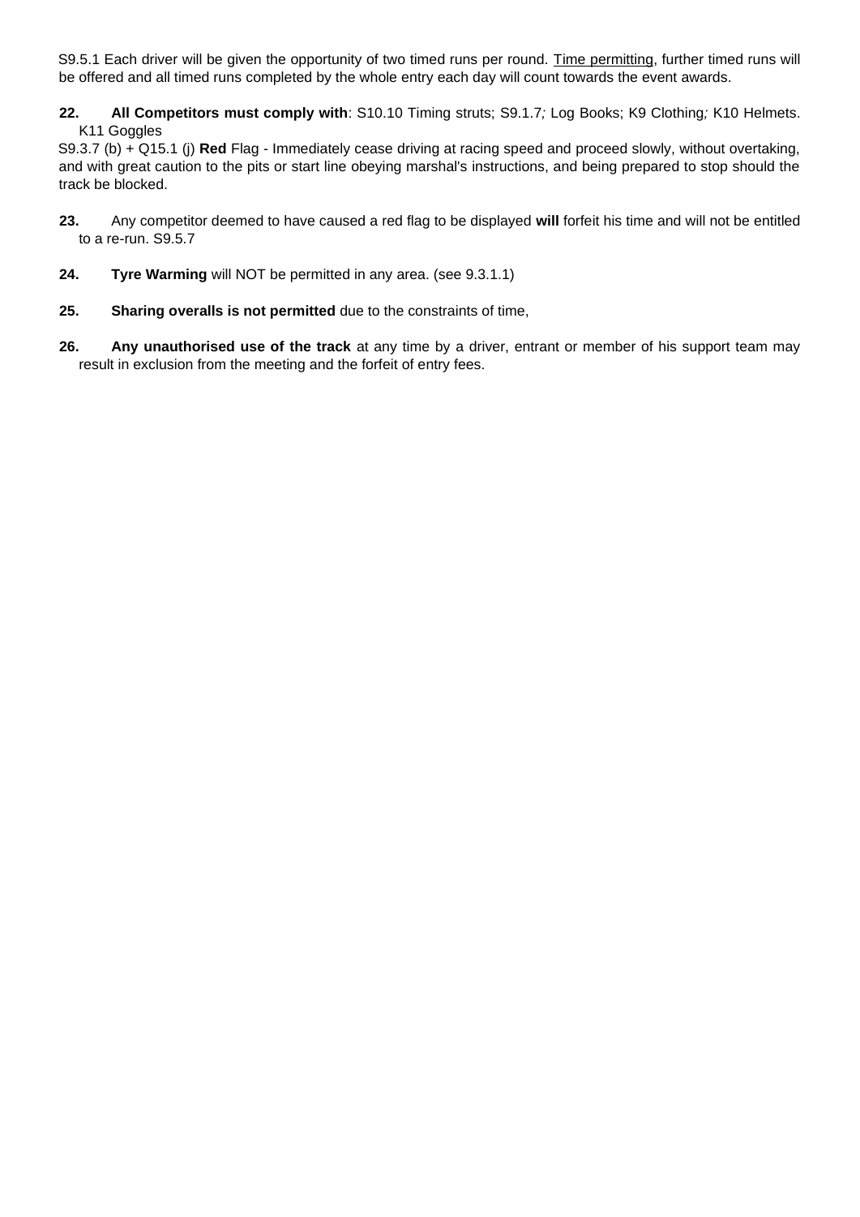S9.5.1 Each driver will be given the opportunity of two timed runs per round. Time permitting, further timed runs will be offered and all timed runs completed by the whole entry each day will count towards the event awards.

**22.** **All Competitors must comply with**: S10.10 Timing struts; S9.1.7*;* Log Books; K9 Clothing*;* K10 Helmets. K11 Goggles

S9.3.7 (b) + Q15.1 (j) **Red** Flag - Immediately cease driving at racing speed and proceed slowly, without overtaking, and with great caution to the pits or start line obeying marshal's instructions, and being prepared to stop should the track be blocked.

**23.** Any competitor deemed to have caused a red flag to be displayed **will** forfeit his time and will not be entitled to a re-run. S9.5.7

**24.** **Tyre Warming** will NOT be permitted in any area. (see 9.3.1.1)

**25.** **Sharing overalls is not permitted** due to the constraints of time,

**26.** **Any unauthorised use of the track** at any time by a driver, entrant or member of his support team may result in exclusion from the meeting and the forfeit of entry fees.